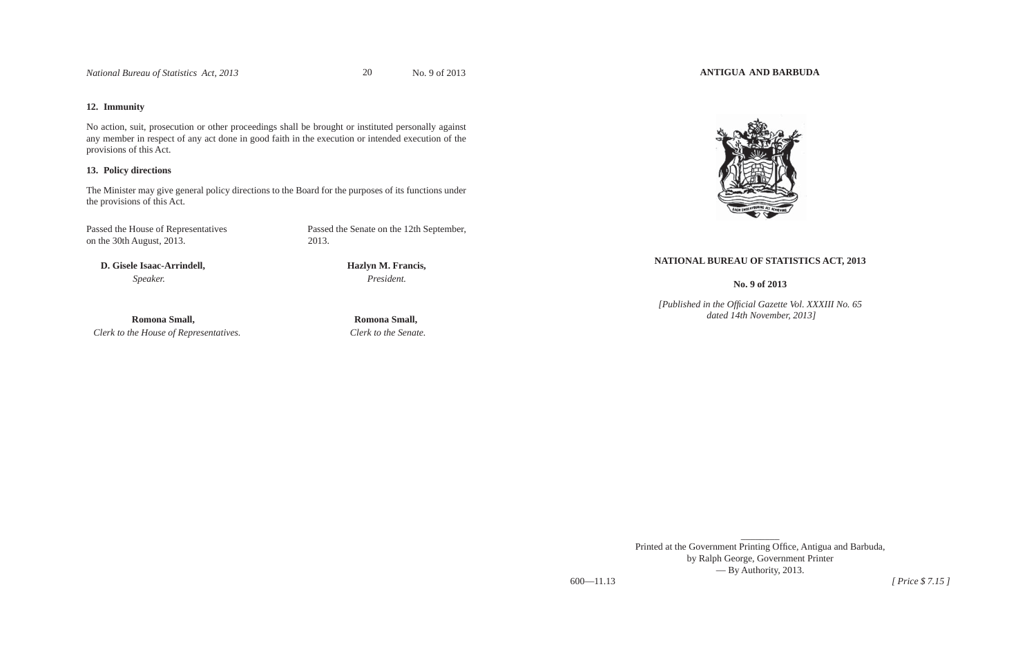### 12. Immunity

No action, suit, prosecution or other proceedings shall be brought or instituted personally against any member in respect of any act done in good faith in the execution or intended execution of the provisions of this Act.

### 13. Policy directions

The Minister may give general policy directions to the Board for the purposes of its functions under the provisions of this Act.

Passed the House of Representatives on the 30th August, 2013.

Passed the Senate on the 12th September, 2013.

**D. Gisele Isaac-Arrindell,**
*Speaker.*

**Hazlyn M. Francis,**
*President.*

**Romona Small,**
*Clerk to the House of Representatives.*

**Romona Small,**
*Clerk to the Senate.*

**ANTIGUA AND BARBUDA**

**NATIONAL BUREAU OF STATISTICS ACT, 2013**

**No. 9 of 2013**

*[Published in the Official Gazette Vol. XXXIII No. 65 dated 14th November, 2013]*

Printed at the Government Printing Office, Antigua and Barbuda,
by Ralph George, Government Printer
— By Authority, 2013.

600—11.13

*[ Price $ 7.15 ]*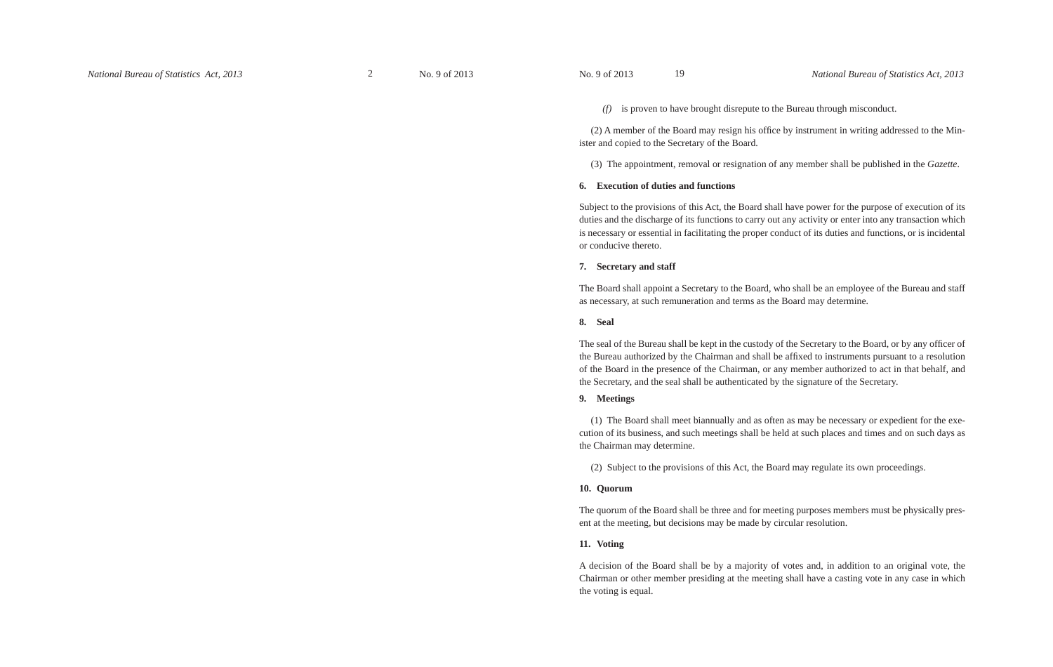*(f)* is proven to have brought disrepute to the Bureau through misconduct.

(2) A member of the Board may resign his office by instrument in writing addressed to the Minister and copied to the Secretary of the Board.

(3) The appointment, removal or resignation of any member shall be published in the *Gazette*.

**6. Execution of duties and functions**

Subject to the provisions of this Act, the Board shall have power for the purpose of execution of its duties and the discharge of its functions to carry out any activity or enter into any transaction which is necessary or essential in facilitating the proper conduct of its duties and functions, or is incidental or conducive thereto.

**7. Secretary and staff**

The Board shall appoint a Secretary to the Board, who shall be an employee of the Bureau and staff as necessary, at such remuneration and terms as the Board may determine.

**8. Seal**

The seal of the Bureau shall be kept in the custody of the Secretary to the Board, or by any officer of the Bureau authorized by the Chairman and shall be affixed to instruments pursuant to a resolution of the Board in the presence of the Chairman, or any member authorized to act in that behalf, and the Secretary, and the seal shall be authenticated by the signature of the Secretary.

**9. Meetings**

(1) The Board shall meet biannually and as often as may be necessary or expedient for the execution of its business, and such meetings shall be held at such places and times and on such days as the Chairman may determine.

(2) Subject to the provisions of this Act, the Board may regulate its own proceedings.

**10. Quorum**

The quorum of the Board shall be three and for meeting purposes members must be physically present at the meeting, but decisions may be made by circular resolution.

**11. Voting**

A decision of the Board shall be by a majority of votes and, in addition to an original vote, the Chairman or other member presiding at the meeting shall have a casting vote in any case in which the voting is equal.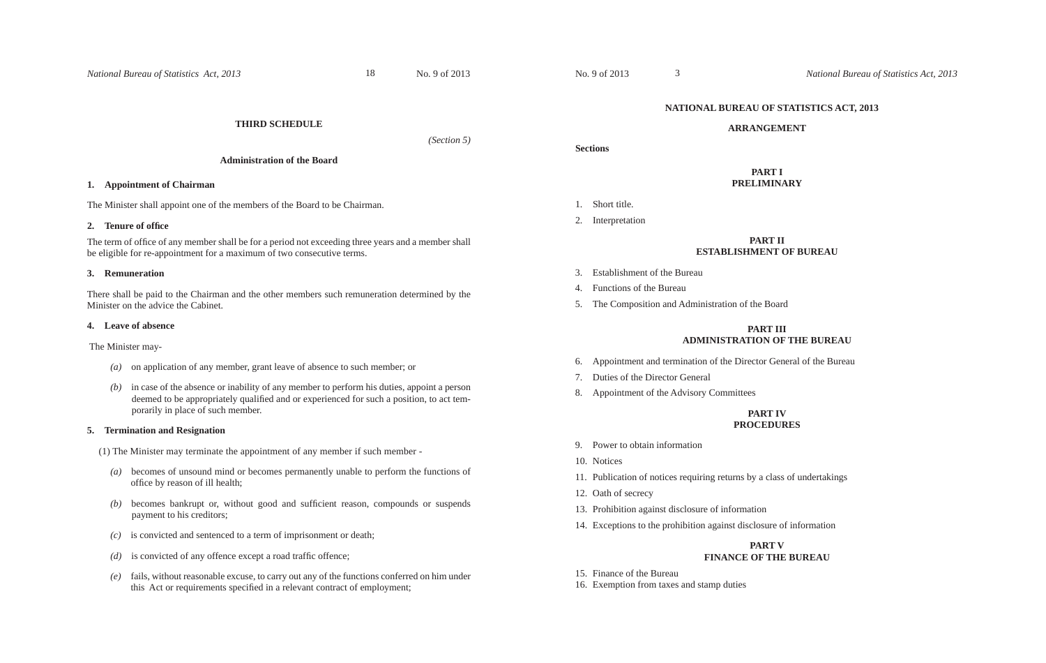## THIRD SCHEDULE

*(Section 5)*

### Administration of the Board

**1. Appointment of Chairman**

The Minister shall appoint one of the members of the Board to be Chairman.

**2. Tenure of office**

The term of office of any member shall be for a period not exceeding three years and a member shall be eligible for re-appointment for a maximum of two consecutive terms.

**3. Remuneration**

There shall be paid to the Chairman and the other members such remuneration determined by the Minister on the advice the Cabinet.

**4. Leave of absence**

The Minister may-

*(a)* on application of any member, grant leave of absence to such member; or

*(b)* in case of the absence or inability of any member to perform his duties, appoint a person deemed to be appropriately qualified and or experienced for such a position, to act temporarily in place of such member.

**5. Termination and Resignation**

(1) The Minister may terminate the appointment of any member if such member -

*(a)* becomes of unsound mind or becomes permanently unable to perform the functions of office by reason of ill health;

*(b)* becomes bankrupt or, without good and sufficient reason, compounds or suspends payment to his creditors;

*(c)* is convicted and sentenced to a term of imprisonment or death;

*(d)* is convicted of any offence except a road traffic offence;

*(e)* fails, without reasonable excuse, to carry out any of the functions conferred on him under this Act or requirements specified in a relevant contract of employment;

## NATIONAL BUREAU OF STATISTICS ACT, 2013

### ARRANGEMENT

**Sections**

**PART I**
**PRELIMINARY**

1. Short title.
2. Interpretation

**PART II**
**ESTABLISHMENT OF BUREAU**

3. Establishment of the Bureau
4. Functions of the Bureau
5. The Composition and Administration of the Board

**PART III**
**ADMINISTRATION OF THE BUREAU**

6. Appointment and termination of the Director General of the Bureau
7. Duties of the Director General
8. Appointment of the Advisory Committees

**PART IV**
**PROCEDURES**

9. Power to obtain information
10. Notices
11. Publication of notices requiring returns by a class of undertakings
12. Oath of secrecy
13. Prohibition against disclosure of information
14. Exceptions to the prohibition against disclosure of information

**PART V**
**FINANCE OF THE BUREAU**

15. Finance of the Bureau
16. Exemption from taxes and stamp duties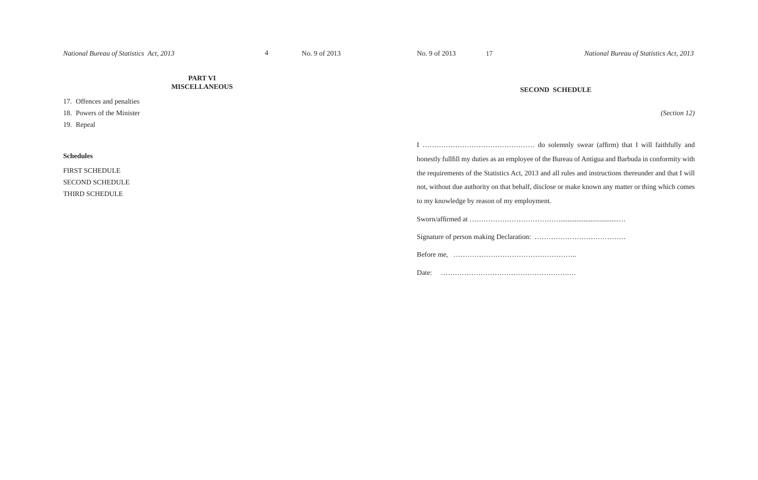## PART VI
## MISCELLANEOUS

17. Offences and penalties
18. Powers of the Minister
19. Repeal

**Schedules**

FIRST SCHEDULE
SECOND SCHEDULE
THIRD SCHEDULE

## SECOND SCHEDULE

*(Section 12)*

I ………………………………………… do solemnly swear (affirm) that I will faithfully and honestly fullfill my duties as an employee of the Bureau of Antigua and Barbuda in conformity with the requirements of the Statistics Act, 2013 and all rules and instructions thereunder and that I will not, without due authority on that behalf, disclose or make known any matter or thing which comes to my knowledge by reason of my employment.

Sworn/affirmed at …………………………………..................................…

Signature of person making Declaration: …………………………………

Before me, ……………………………………………..

Date: ………………………………………………..…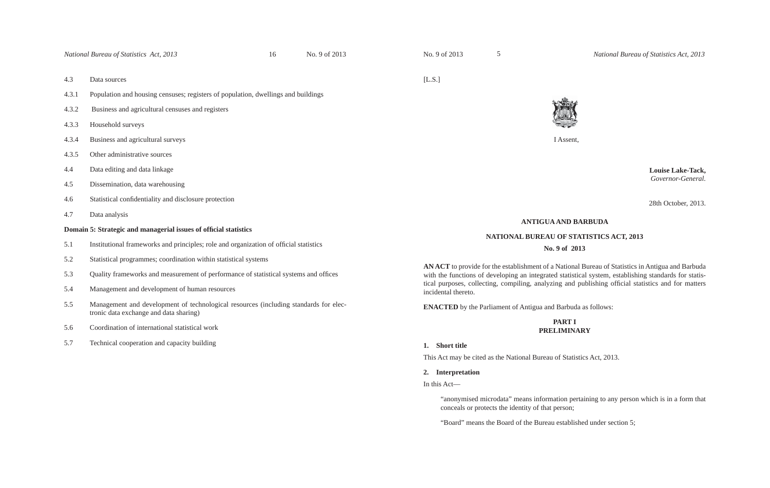4.3 Data sources

4.3.1 Population and housing censuses; registers of population, dwellings and buildings

4.3.2 Business and agricultural censuses and registers

4.3.3 Household surveys

4.3.4 Business and agricultural surveys

4.3.5 Other administrative sources

4.4 Data editing and data linkage

4.5 Dissemination, data warehousing

4.6 Statistical confidentiality and disclosure protection

4.7 Data analysis

**Domain 5: Strategic and managerial issues of official statistics**

5.1 Institutional frameworks and principles; role and organization of official statistics

5.2 Statistical programmes; coordination within statistical systems

5.3 Quality frameworks and measurement of performance of statistical systems and offices

5.4 Management and development of human resources

5.5 Management and development of technological resources (including standards for electronic data exchange and data sharing)

5.6 Coordination of international statistical work

5.7 Technical cooperation and capacity building

[L.S.]

I Assent,

**Louise Lake-Tack,**
*Governor-General.*

28th October, 2013.

**ANTIGUA AND BARBUDA**

**NATIONAL BUREAU OF STATISTICS ACT, 2013**

**No. 9 of 2013**

**AN ACT** to provide for the establishment of a National Bureau of Statistics in Antigua and Barbuda with the functions of developing an integrated statistical system, establishing standards for statistical purposes, collecting, compiling, analyzing and publishing official statistics and for matters incidental thereto.

**ENACTED** by the Parliament of Antigua and Barbuda as follows:

## PART I
## PRELIMINARY

**1. Short title**

This Act may be cited as the National Bureau of Statistics Act, 2013.

**2. Interpretation**

In this Act—

"anonymised microdata" means information pertaining to any person which is in a form that conceals or protects the identity of that person;

"Board" means the Board of the Bureau established under section 5;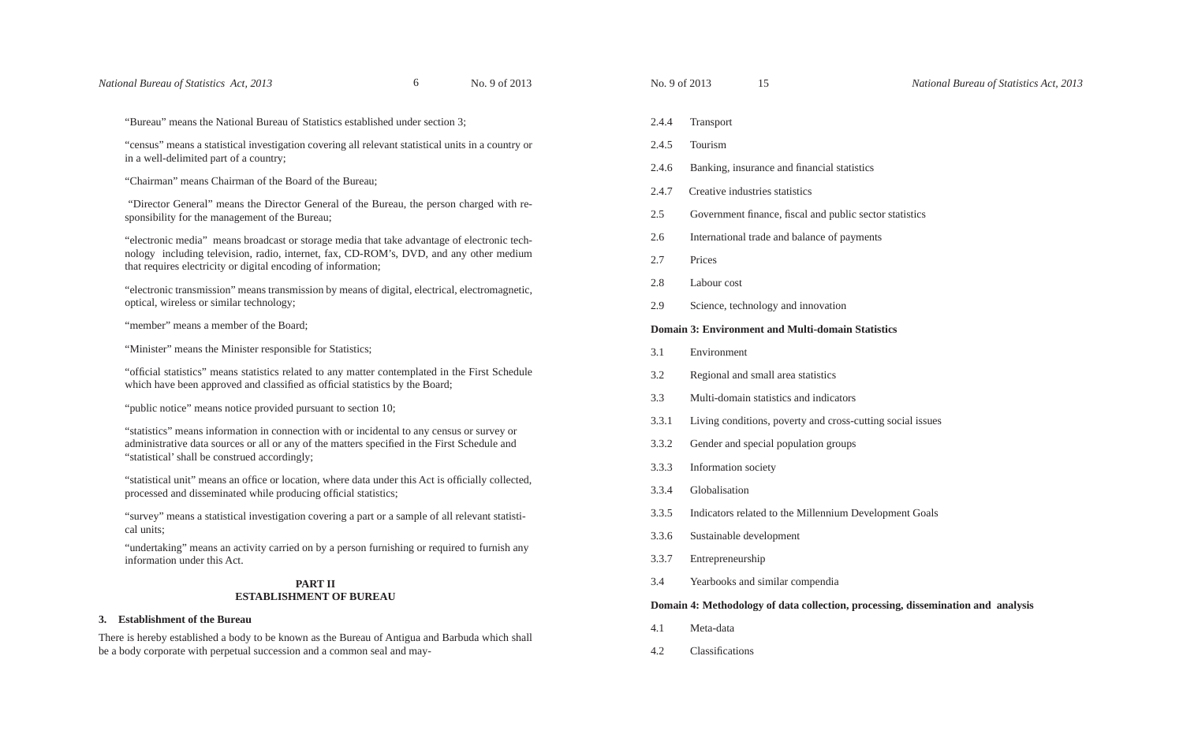"Bureau" means the National Bureau of Statistics established under section 3;

"census" means a statistical investigation covering all relevant statistical units in a country or in a well-delimited part of a country;

"Chairman" means Chairman of the Board of the Bureau;

"Director General" means the Director General of the Bureau, the person charged with responsibility for the management of the Bureau;

"electronic media" means broadcast or storage media that take advantage of electronic technology including television, radio, internet, fax, CD-ROM's, DVD, and any other medium that requires electricity or digital encoding of information;

"electronic transmission" means transmission by means of digital, electrical, electromagnetic, optical, wireless or similar technology;

"member" means a member of the Board;

"Minister" means the Minister responsible for Statistics;

"official statistics" means statistics related to any matter contemplated in the First Schedule which have been approved and classified as official statistics by the Board;

"public notice" means notice provided pursuant to section 10;

"statistics" means information in connection with or incidental to any census or survey or administrative data sources or all or any of the matters specified in the First Schedule and "statistical' shall be construed accordingly;

"statistical unit" means an office or location, where data under this Act is officially collected, processed and disseminated while producing official statistics;

"survey" means a statistical investigation covering a part or a sample of all relevant statistical units;

"undertaking" means an activity carried on by a person furnishing or required to furnish any information under this Act.

## PART II
## ESTABLISHMENT OF BUREAU

**3. Establishment of the Bureau**

There is hereby established a body to be known as the Bureau of Antigua and Barbuda which shall be a body corporate with perpetual succession and a common seal and may-

2.4.4 Transport

2.4.5 Tourism

2.4.6 Banking, insurance and financial statistics

2.4.7 Creative industries statistics

2.5 Government finance, fiscal and public sector statistics

2.6 International trade and balance of payments

2.7 Prices

2.8 Labour cost

2.9 Science, technology and innovation

**Domain 3: Environment and Multi-domain Statistics**

3.1 Environment

3.2 Regional and small area statistics

3.3 Multi-domain statistics and indicators

3.3.1 Living conditions, poverty and cross-cutting social issues

3.3.2 Gender and special population groups

3.3.3 Information society

3.3.4 Globalisation

3.3.5 Indicators related to the Millennium Development Goals

3.3.6 Sustainable development

3.3.7 Entrepreneurship

3.4 Yearbooks and similar compendia

**Domain 4: Methodology of data collection, processing, dissemination and analysis**

4.1 Meta-data

4.2 Classifications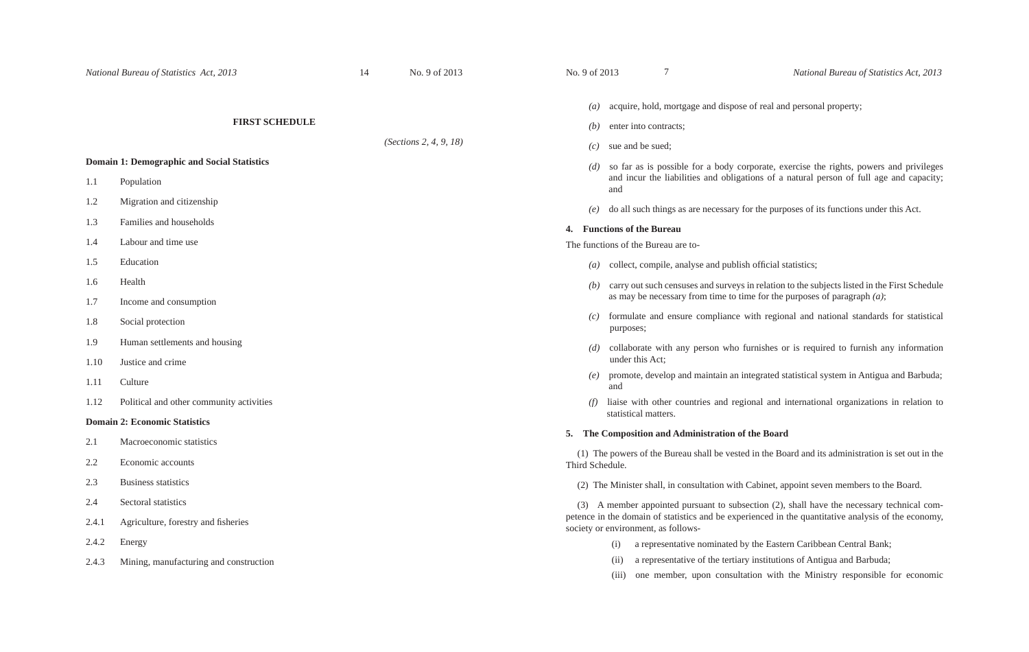## FIRST SCHEDULE

*(Sections 2, 4, 9, 18)*

**Domain 1: Demographic and Social Statistics**

1.1 Population

1.2 Migration and citizenship

1.3 Families and households

1.4 Labour and time use

1.5 Education

1.6 Health

1.7 Income and consumption

1.8 Social protection

1.9 Human settlements and housing

1.10 Justice and crime

1.11 Culture

1.12 Political and other community activities

**Domain 2: Economic Statistics**

2.1 Macroeconomic statistics

2.2 Economic accounts

2.3 Business statistics

2.4 Sectoral statistics

2.4.1 Agriculture, forestry and fisheries

2.4.2 Energy

2.4.3 Mining, manufacturing and construction

*(a)* acquire, hold, mortgage and dispose of real and personal property;

*(b)* enter into contracts;

*(c)* sue and be sued;

*(d)* so far as is possible for a body corporate, exercise the rights, powers and privileges and incur the liabilities and obligations of a natural person of full age and capacity; and

*(e)* do all such things as are necessary for the purposes of its functions under this Act.

### 4. Functions of the Bureau

The functions of the Bureau are to-

*(a)* collect, compile, analyse and publish official statistics;

*(b)* carry out such censuses and surveys in relation to the subjects listed in the First Schedule as may be necessary from time to time for the purposes of paragraph *(a)*;

*(c)* formulate and ensure compliance with regional and national standards for statistical purposes;

*(d)* collaborate with any person who furnishes or is required to furnish any information under this Act;

*(e)* promote, develop and maintain an integrated statistical system in Antigua and Barbuda; and

*(f)* liaise with other countries and regional and international organizations in relation to statistical matters.

### 5. The Composition and Administration of the Board

(1) The powers of the Bureau shall be vested in the Board and its administration is set out in the Third Schedule.

(2) The Minister shall, in consultation with Cabinet, appoint seven members to the Board.

(3) A member appointed pursuant to subsection (2), shall have the necessary technical competence in the domain of statistics and be experienced in the quantitative analysis of the economy, society or environment, as follows-

(i) a representative nominated by the Eastern Caribbean Central Bank;

(ii) a representative of the tertiary institutions of Antigua and Barbuda;

(iii) one member, upon consultation with the Ministry responsible for economic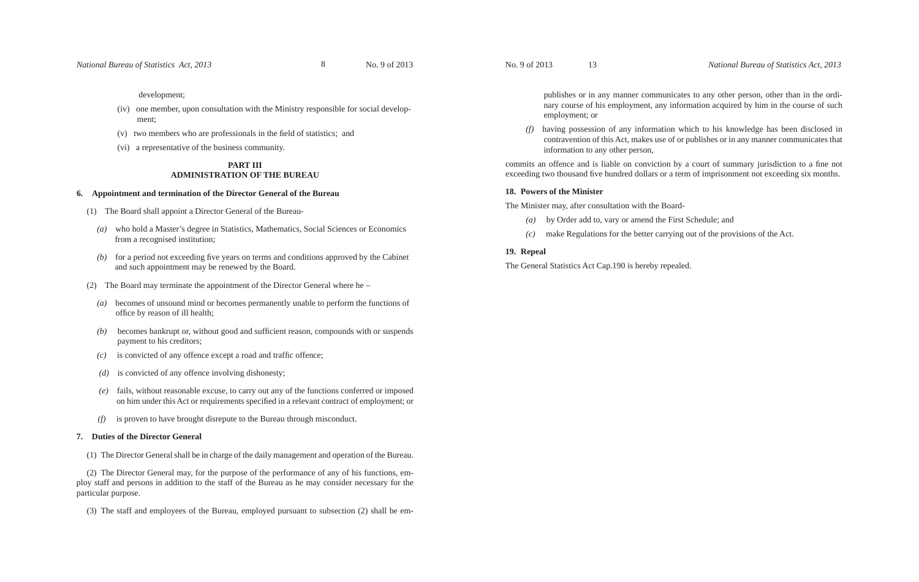development;

(iv) one member, upon consultation with the Ministry responsible for social development;

(v) two members who are professionals in the field of statistics; and

(vi) a representative of the business community.

## PART III
## ADMINISTRATION OF THE BUREAU

### 6. Appointment and termination of the Director General of the Bureau

(1) The Board shall appoint a Director General of the Bureau-

*(a)* who hold a Master's degree in Statistics, Mathematics, Social Sciences or Economics from a recognised institution;

*(b)* for a period not exceeding five years on terms and conditions approved by the Cabinet and such appointment may be renewed by the Board.

(2) The Board may terminate the appointment of the Director General where he –

*(a)* becomes of unsound mind or becomes permanently unable to perform the functions of office by reason of ill health;

*(b)* becomes bankrupt or, without good and sufficient reason, compounds with or suspends payment to his creditors;

*(c)* is convicted of any offence except a road and traffic offence;

*(d)* is convicted of any offence involving dishonesty;

*(e)* fails, without reasonable excuse, to carry out any of the functions conferred or imposed on him under this Act or requirements specified in a relevant contract of employment; or

*(f)* is proven to have brought disrepute to the Bureau through misconduct.

### 7. Duties of the Director General

(1) The Director General shall be in charge of the daily management and operation of the Bureau.

(2) The Director General may, for the purpose of the performance of any of his functions, employ staff and persons in addition to the staff of the Bureau as he may consider necessary for the particular purpose.

(3) The staff and employees of the Bureau, employed pursuant to subsection (2) shall be em-

publishes or in any manner communicates to any other person, other than in the ordinary course of his employment, any information acquired by him in the course of such employment; or

*(f)* having possession of any information which to his knowledge has been disclosed in contravention of this Act, makes use of or publishes or in any manner communicates that information to any other person,

commits an offence and is liable on conviction by a court of summary jurisdiction to a fine not exceeding two thousand five hundred dollars or a term of imprisonment not exceeding six months.

### 18. Powers of the Minister

The Minister may, after consultation with the Board-

*(a)* by Order add to, vary or amend the First Schedule; and

*(c)* make Regulations for the better carrying out of the provisions of the Act.

### 19. Repeal

The General Statistics Act Cap.190 is hereby repealed.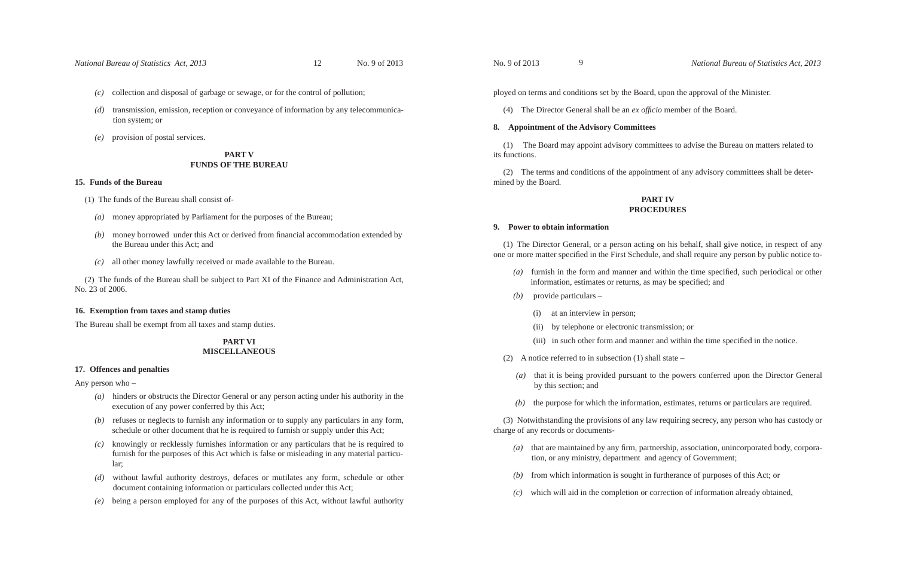- *(c)* collection and disposal of garbage or sewage, or for the control of pollution;
- *(d)* transmission, emission, reception or conveyance of information by any telecommunication system; or
- *(e)* provision of postal services.

## PART V
## FUNDS OF THE BUREAU

**15. Funds of the Bureau**

(1) The funds of the Bureau shall consist of-

- *(a)* money appropriated by Parliament for the purposes of the Bureau;
- *(b)* money borrowed under this Act or derived from financial accommodation extended by the Bureau under this Act; and
- *(c)* all other money lawfully received or made available to the Bureau.

(2) The funds of the Bureau shall be subject to Part XI of the Finance and Administration Act, No. 23 of 2006.

**16. Exemption from taxes and stamp duties**

The Bureau shall be exempt from all taxes and stamp duties.

## PART VI
## MISCELLANEOUS

**17. Offences and penalties**

Any person who –

- *(a)* hinders or obstructs the Director General or any person acting under his authority in the execution of any power conferred by this Act;
- *(b)* refuses or neglects to furnish any information or to supply any particulars in any form, schedule or other document that he is required to furnish or supply under this Act;
- *(c)* knowingly or recklessly furnishes information or any particulars that he is required to furnish for the purposes of this Act which is false or misleading in any material particular;
- *(d)* without lawful authority destroys, defaces or mutilates any form, schedule or other document containing information or particulars collected under this Act;
- *(e)* being a person employed for any of the purposes of this Act, without lawful authority

ployed on terms and conditions set by the Board, upon the approval of the Minister.

(4) The Director General shall be an *ex officio* member of the Board.

**8. Appointment of the Advisory Committees**

(1) The Board may appoint advisory committees to advise the Bureau on matters related to its functions.

(2) The terms and conditions of the appointment of any advisory committees shall be determined by the Board.

## PART IV
## PROCEDURES

**9. Power to obtain information**

(1) The Director General, or a person acting on his behalf, shall give notice, in respect of any one or more matter specified in the First Schedule, and shall require any person by public notice to-

- *(a)* furnish in the form and manner and within the time specified, such periodical or other information, estimates or returns, as may be specified; and
- *(b)* provide particulars –
  - (i) at an interview in person;
  - (ii) by telephone or electronic transmission; or
  - (iii) in such other form and manner and within the time specified in the notice.

(2) A notice referred to in subsection (1) shall state –

- *(a)* that it is being provided pursuant to the powers conferred upon the Director General by this section; and
- *(b)* the purpose for which the information, estimates, returns or particulars are required.

(3) Notwithstanding the provisions of any law requiring secrecy, any person who has custody or charge of any records or documents-

- *(a)* that are maintained by any firm, partnership, association, unincorporated body, corporation, or any ministry, department and agency of Government;
- *(b)* from which information is sought in furtherance of purposes of this Act; or
- *(c)* which will aid in the completion or correction of information already obtained,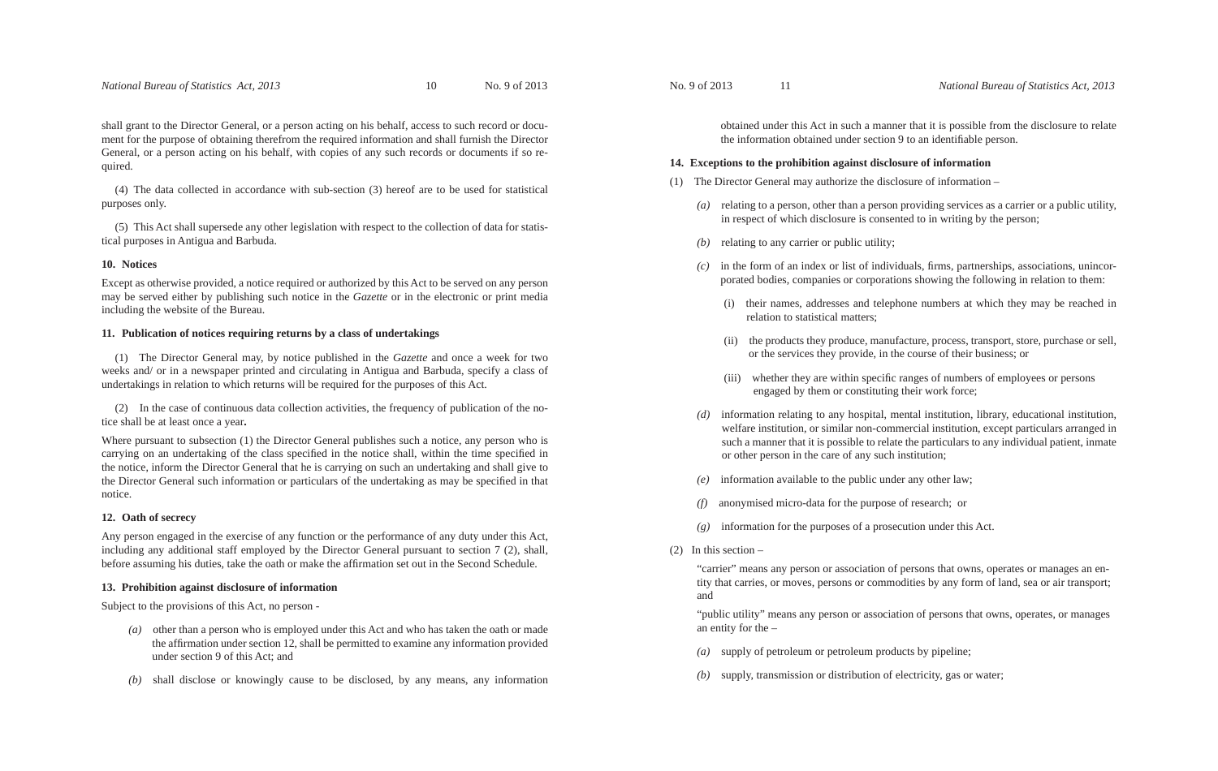shall grant to the Director General, or a person acting on his behalf, access to such record or document for the purpose of obtaining therefrom the required information and shall furnish the Director General, or a person acting on his behalf, with copies of any such records or documents if so required.

(4) The data collected in accordance with sub-section (3) hereof are to be used for statistical purposes only.

(5) This Act shall supersede any other legislation with respect to the collection of data for statistical purposes in Antigua and Barbuda.

**10. Notices**

Except as otherwise provided, a notice required or authorized by this Act to be served on any person may be served either by publishing such notice in the *Gazette* or in the electronic or print media including the website of the Bureau.

**11. Publication of notices requiring returns by a class of undertakings**

(1) The Director General may, by notice published in the *Gazette* and once a week for two weeks and/ or in a newspaper printed and circulating in Antigua and Barbuda, specify a class of undertakings in relation to which returns will be required for the purposes of this Act.

(2) In the case of continuous data collection activities, the frequency of publication of the notice shall be at least once a year**.**

Where pursuant to subsection (1) the Director General publishes such a notice, any person who is carrying on an undertaking of the class specified in the notice shall, within the time specified in the notice, inform the Director General that he is carrying on such an undertaking and shall give to the Director General such information or particulars of the undertaking as may be specified in that notice.

**12. Oath of secrecy**

Any person engaged in the exercise of any function or the performance of any duty under this Act, including any additional staff employed by the Director General pursuant to section 7 (2), shall, before assuming his duties, take the oath or make the affirmation set out in the Second Schedule.

**13. Prohibition against disclosure of information**

Subject to the provisions of this Act, no person -

*(a)* other than a person who is employed under this Act and who has taken the oath or made the affirmation under section 12, shall be permitted to examine any information provided under section 9 of this Act; and

*(b)* shall disclose or knowingly cause to be disclosed, by any means, any information obtained under this Act in such a manner that it is possible from the disclosure to relate the information obtained under section 9 to an identifiable person.

**14. Exceptions to the prohibition against disclosure of information**

(1) The Director General may authorize the disclosure of information –

*(a)* relating to a person, other than a person providing services as a carrier or a public utility, in respect of which disclosure is consented to in writing by the person;

*(b)* relating to any carrier or public utility;

*(c)* in the form of an index or list of individuals, firms, partnerships, associations, unincorporated bodies, companies or corporations showing the following in relation to them:

(i) their names, addresses and telephone numbers at which they may be reached in relation to statistical matters;

(ii) the products they produce, manufacture, process, transport, store, purchase or sell, or the services they provide, in the course of their business; or

(iii) whether they are within specific ranges of numbers of employees or persons engaged by them or constituting their work force;

*(d)* information relating to any hospital, mental institution, library, educational institution, welfare institution, or similar non-commercial institution, except particulars arranged in such a manner that it is possible to relate the particulars to any individual patient, inmate or other person in the care of any such institution;

*(e)* information available to the public under any other law;

*(f)* anonymised micro-data for the purpose of research; or

*(g)* information for the purposes of a prosecution under this Act.

(2) In this section –

"carrier" means any person or association of persons that owns, operates or manages an entity that carries, or moves, persons or commodities by any form of land, sea or air transport; and

"public utility" means any person or association of persons that owns, operates, or manages an entity for the –

*(a)* supply of petroleum or petroleum products by pipeline;

*(b)* supply, transmission or distribution of electricity, gas or water;